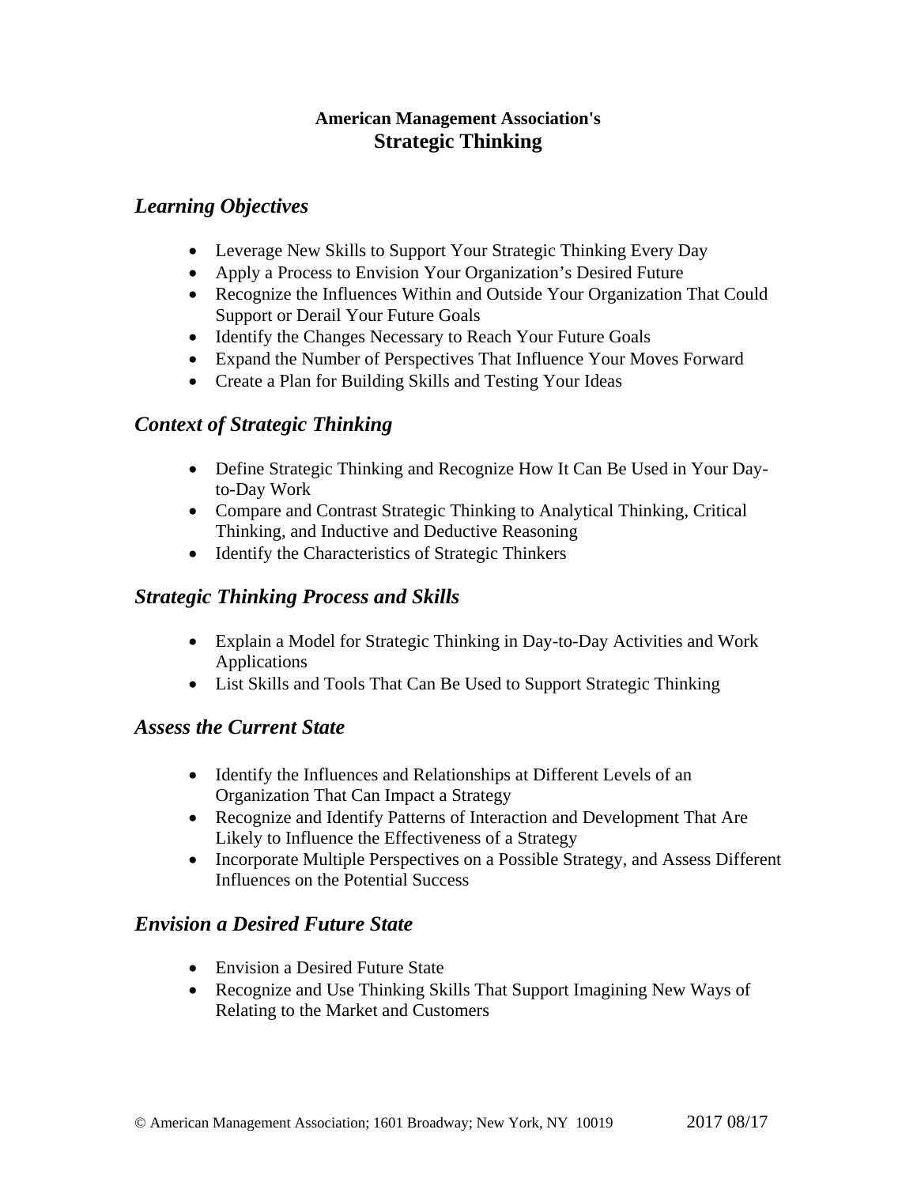**American Management Association's**
# Strategic Thinking

## *Learning Objectives*

- Leverage New Skills to Support Your Strategic Thinking Every Day
- Apply a Process to Envision Your Organization's Desired Future
- Recognize the Influences Within and Outside Your Organization That Could Support or Derail Your Future Goals
- Identify the Changes Necessary to Reach Your Future Goals
- Expand the Number of Perspectives That Influence Your Moves Forward
- Create a Plan for Building Skills and Testing Your Ideas

## *Context of Strategic Thinking*

- Define Strategic Thinking and Recognize How It Can Be Used in Your Day-to-Day Work
- Compare and Contrast Strategic Thinking to Analytical Thinking, Critical Thinking, and Inductive and Deductive Reasoning
- Identify the Characteristics of Strategic Thinkers

## *Strategic Thinking Process and Skills*

- Explain a Model for Strategic Thinking in Day-to-Day Activities and Work Applications
- List Skills and Tools That Can Be Used to Support Strategic Thinking

## *Assess the Current State*

- Identify the Influences and Relationships at Different Levels of an Organization That Can Impact a Strategy
- Recognize and Identify Patterns of Interaction and Development That Are Likely to Influence the Effectiveness of a Strategy
- Incorporate Multiple Perspectives on a Possible Strategy, and Assess Different Influences on the Potential Success

## *Envision a Desired Future State*

- Envision a Desired Future State
- Recognize and Use Thinking Skills That Support Imagining New Ways of Relating to the Market and Customers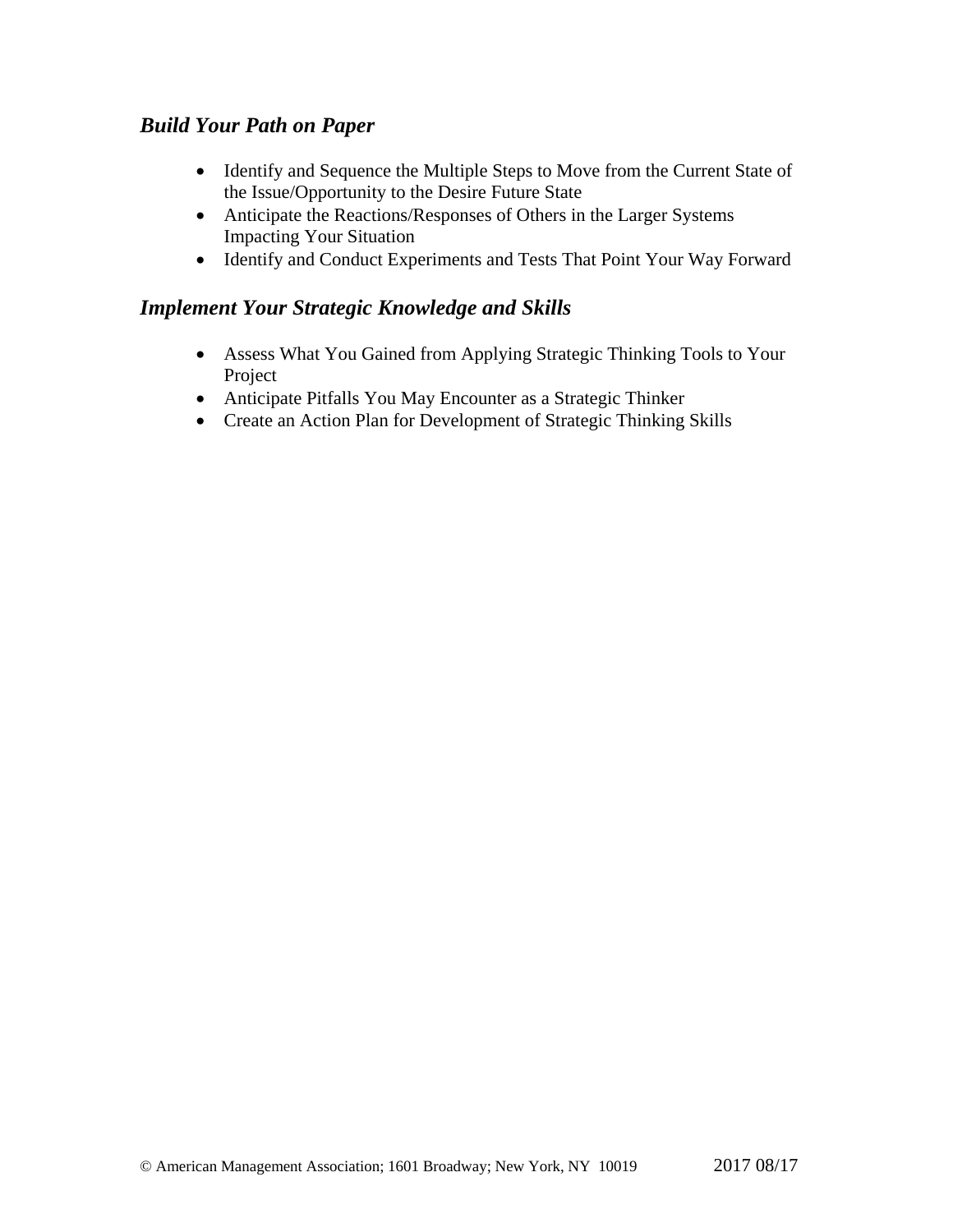### *Build Your Path on Paper*

- Identify and Sequence the Multiple Steps to Move from the Current State of the Issue/Opportunity to the Desire Future State
- Anticipate the Reactions/Responses of Others in the Larger Systems Impacting Your Situation
- Identify and Conduct Experiments and Tests That Point Your Way Forward

### *Implement Your Strategic Knowledge and Skills*

- Assess What You Gained from Applying Strategic Thinking Tools to Your Project
- Anticipate Pitfalls You May Encounter as a Strategic Thinker
- Create an Action Plan for Development of Strategic Thinking Skills